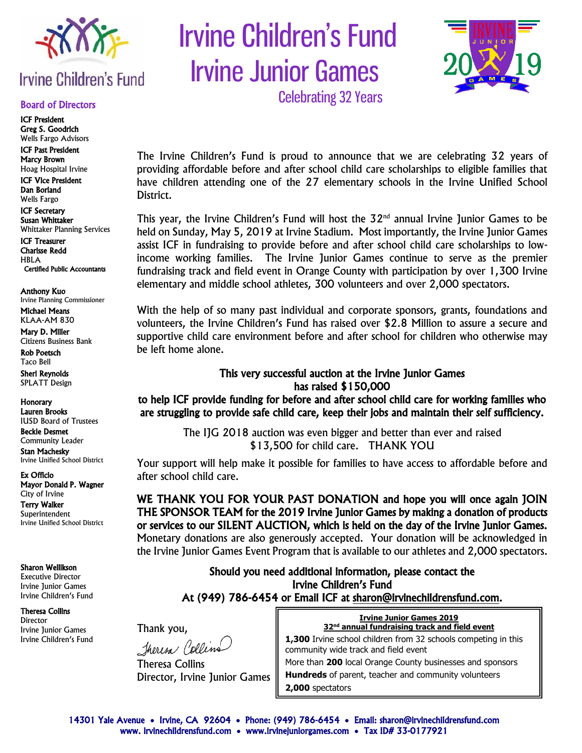# Irvine Children's Fund
# Irvine Junior Games

### Celebrating 32 Years

Irvine Children's Fund

## Board of Directors

**ICF President**
**Greg S. Goodrich**
Wells Fargo Advisors

**ICF Past President**
**Marcy Brown**
Hoag Hospital Irvine

**ICF Vice President**
**Dan Borland**
Wells Fargo

**ICF Secretary**
**Susan Whittaker**
Whittaker Planning Services

**ICF Treasurer**
**Charisse Redd**
HBLA
**Certified Public Accountants**

**Anthony Kuo**
Irvine Planning Commissioner

**Michael Means**
KLAA-AM 830

**Mary D. Miller**
Citizens Business Bank

**Rob Poetsch**
Taco Bell

**Sheri Reynolds**
SPLATT Design

**Honorary**
**Lauren Brooks**
IUSD Board of Trustees

**Beckie Desmet**
Community Leader

**Stan Machesky**
Irvine Unified School District

**Ex Officio**
**Mayor Donald P. Wagner**
City of Irvine

**Terry Walker**
Superintendent
Irvine Unified School District

**Sharon Wellikson**
Executive Director
Irvine Junior Games
Irvine Children's Fund

**Theresa Collins**
Director
Irvine Junior Games
Irvine Children's Fund

---

The Irvine Children's Fund is proud to announce that we are celebrating 32 years of providing affordable before and after school child care scholarships to eligible families that have children attending one of the 27 elementary schools in the Irvine Unified School District.

This year, the Irvine Children's Fund will host the 32nd annual Irvine Junior Games to be held on Sunday, May 5, 2019 at Irvine Stadium. Most importantly, the Irvine Junior Games assist ICF in fundraising to provide before and after school child care scholarships to low-income working families. The Irvine Junior Games continue to serve as the premier fundraising track and field event in Orange County with participation by over 1,300 Irvine elementary and middle school athletes, 300 volunteers and over 2,000 spectators.

With the help of so many past individual and corporate sponsors, grants, foundations and volunteers, the Irvine Children's Fund has raised over $2.8 Million to assure a secure and supportive child care environment before and after school for children who otherwise may be left home alone.

**This very successful auction at the Irvine Junior Games has raised $150,000 to help ICF provide funding for before and after school child care for working families who are struggling to provide safe child care, keep their jobs and maintain their self sufficiency.**

The IJG 2018 auction was even bigger and better than ever and raised $13,500 for child care. THANK YOU

Your support will help make it possible for families to have access to affordable before and after school child care.

**WE THANK YOU FOR YOUR PAST DONATION and hope you will once again JOIN THE SPONSOR TEAM for the 2019 Irvine Junior Games by making a donation of products or services to our SILENT AUCTION, which is held on the day of the Irvine Junior Games.** Monetary donations are also generously accepted. Your donation will be acknowledged in the Irvine Junior Games Event Program that is available to our athletes and 2,000 spectators.

**Should you need additional information, please contact the Irvine Children's Fund At (949) 786-6454 or Email ICF at sharon@irvinechildrensfund.com.**

Thank you,

Theresa Collins
Director, Irvine Junior Games

**Irvine Junior Games 2019**
**32nd annual fundraising track and field event**

**1,300** Irvine school children from 32 schools competing in this community wide track and field event

More than **200** local Orange County businesses and sponsors

**Hundreds** of parent, teacher and community volunteers

**2,000** spectators

14301 Yale Avenue • Irvine, CA 92604 • Phone: (949) 786-6454 • Email: sharon@irvinechildrensfund.com
www. irvinechildrensfund.com • www.irvinejuniorgames.com • Tax ID# 33-0177921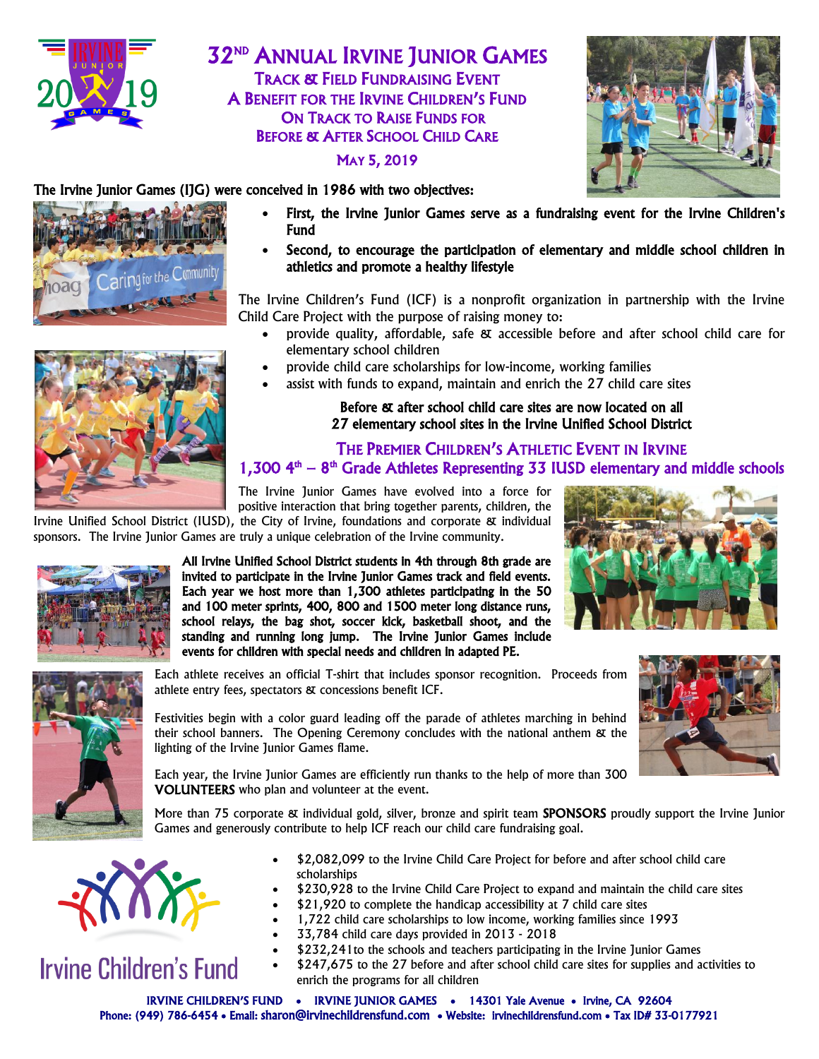# 32ND ANNUAL IRVINE JUNIOR GAMES

## TRACK & FIELD FUNDRAISING EVENT
## A BENEFIT FOR THE IRVINE CHILDREN'S FUND
## ON TRACK TO RAISE FUNDS FOR BEFORE & AFTER SCHOOL CHILD CARE

**MAY 5, 2019**

The Irvine Junior Games (IJG) were conceived in 1986 with two objectives:

- **First, the Irvine Junior Games serve as a fundraising event for the Irvine Children's Fund**
- **Second, to encourage the participation of elementary and middle school children in athletics and promote a healthy lifestyle**

The Irvine Children's Fund (ICF) is a nonprofit organization in partnership with the Irvine Child Care Project with the purpose of raising money to:

- provide quality, affordable, safe & accessible before and after school child care for elementary school children
- provide child care scholarships for low-income, working families
- assist with funds to expand, maintain and enrich the 27 child care sites

**Before & after school child care sites are now located on all 27 elementary school sites in the Irvine Unified School District**

## THE PREMIER CHILDREN'S ATHLETIC EVENT IN IRVINE
## 1,300 4th – 8th Grade Athletes Representing 33 IUSD elementary and middle schools

The Irvine Junior Games have evolved into a force for positive interaction that bring together parents, children, the Irvine Unified School District (IUSD), the City of Irvine, foundations and corporate & individual sponsors. The Irvine Junior Games are truly a unique celebration of the Irvine community.

**All Irvine Unified School District students in 4th through 8th grade are invited to participate in the Irvine Junior Games track and field events. Each year we host more than 1,300 athletes participating in the 50 and 100 meter sprints, 400, 800 and 1500 meter long distance runs, school relays, the bag shot, soccer kick, basketball shoot, and the standing and running long jump. The Irvine Junior Games include events for children with special needs and children in adapted PE.**

Each athlete receives an official T-shirt that includes sponsor recognition. Proceeds from athlete entry fees, spectators & concessions benefit ICF.

Festivities begin with a color guard leading off the parade of athletes marching in behind their school banners. The Opening Ceremony concludes with the national anthem & the lighting of the Irvine Junior Games flame.

Each year, the Irvine Junior Games are efficiently run thanks to the help of more than 300 **VOLUNTEERS** who plan and volunteer at the event.

More than 75 corporate & individual gold, silver, bronze and spirit team **SPONSORS** proudly support the Irvine Junior Games and generously contribute to help ICF reach our child care fundraising goal.

Irvine Children's Fund

- $2,082,099 to the Irvine Child Care Project for before and after school child care scholarships
- $230,928 to the Irvine Child Care Project to expand and maintain the child care sites
- $21,920 to complete the handicap accessibility at 7 child care sites
- 1,722 child care scholarships to low income, working families since 1993
- 33,784 child care days provided in 2013 - 2018
- $232,241to the schools and teachers participating in the Irvine Junior Games
- $247,675 to the 27 before and after school child care sites for supplies and activities to enrich the programs for all children

**IRVINE CHILDREN'S FUND • IRVINE JUNIOR GAMES • 14301 Yale Avenue • Irvine, CA 92604**
**Phone: (949) 786-6454 • Email: sharon@irvinechildrensfund.com • Website: irvinechildrensfund.com • Tax ID# 33-0177921**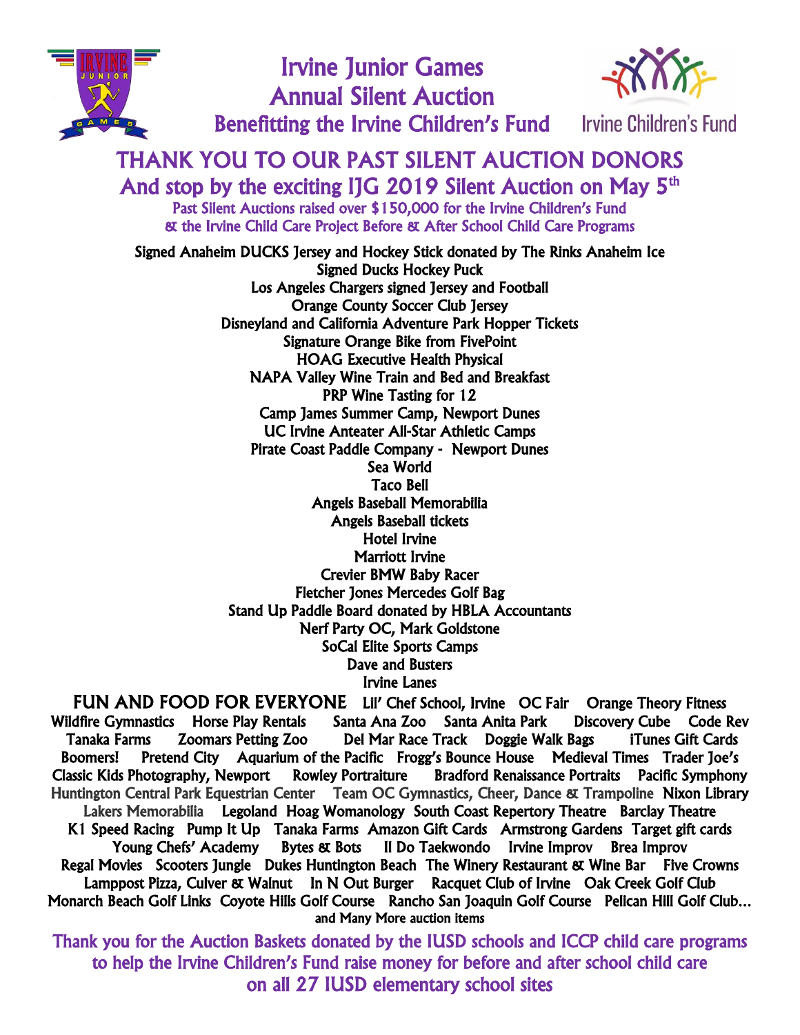# Irvine Junior Games
# Annual Silent Auction
## Benefitting the Irvine Children's Fund

Irvine Children's Fund

## THANK YOU TO OUR PAST SILENT AUCTION DONORS

### And stop by the exciting IJG 2019 Silent Auction on May 5th

Past Silent Auctions raised over $150,000 for the Irvine Children's Fund & the Irvine Child Care Project Before & After School Child Care Programs

Signed Anaheim DUCKS Jersey and Hockey Stick donated by The Rinks Anaheim Ice
Signed Ducks Hockey Puck
Los Angeles Chargers signed Jersey and Football
Orange County Soccer Club Jersey
Disneyland and California Adventure Park Hopper Tickets
Signature Orange Bike from FivePoint
HOAG Executive Health Physical
NAPA Valley Wine Train and Bed and Breakfast
PRP Wine Tasting for 12
Camp James Summer Camp, Newport Dunes
UC Irvine Anteater All-Star Athletic Camps
Pirate Coast Paddle Company - Newport Dunes
Sea World
Taco Bell
Angels Baseball Memorabilia
Angels Baseball tickets
Hotel Irvine
Marriott Irvine
Crevier BMW Baby Racer
Fletcher Jones Mercedes Golf Bag
Stand Up Paddle Board donated by HBLA Accountants
Nerf Party OC, Mark Goldstone
SoCal Elite Sports Camps
Dave and Busters
Irvine Lanes

**FUN AND FOOD FOR EVERYONE** Lil' Chef School, Irvine OC Fair Orange Theory Fitness Wildfire Gymnastics Horse Play Rentals Santa Ana Zoo Santa Anita Park Discovery Cube Code Rev Tanaka Farms Zoomars Petting Zoo Del Mar Race Track Doggie Walk Bags iTunes Gift Cards Boomers! Pretend City Aquarium of the Pacific Frogg's Bounce House Medieval Times Trader Joe's Classic Kids Photography, Newport Rowley Portraiture Bradford Renaissance Portraits Pacific Symphony Huntington Central Park Equestrian Center Team OC Gymnastics, Cheer, Dance & Trampoline Nixon Library Lakers Memorabilia Legoland Hoag Womanology South Coast Repertory Theatre Barclay Theatre K1 Speed Racing Pump It Up Tanaka Farms Amazon Gift Cards Armstrong Gardens Target gift cards Young Chefs' Academy Bytes & Bots II Do Taekwondo Irvine Improv Brea Improv Regal Movies Scooters Jungle Dukes Huntington Beach The Winery Restaurant & Wine Bar Five Crowns Lamppost Pizza, Culver & Walnut In N Out Burger Racquet Club of Irvine Oak Creek Golf Club Monarch Beach Golf Links Coyote Hills Golf Course Rancho San Joaquin Golf Course Pelican Hill Golf Club…
and Many More auction items

Thank you for the Auction Baskets donated by the IUSD schools and ICCP child care programs to help the Irvine Children's Fund raise money for before and after school child care on all 27 IUSD elementary school sites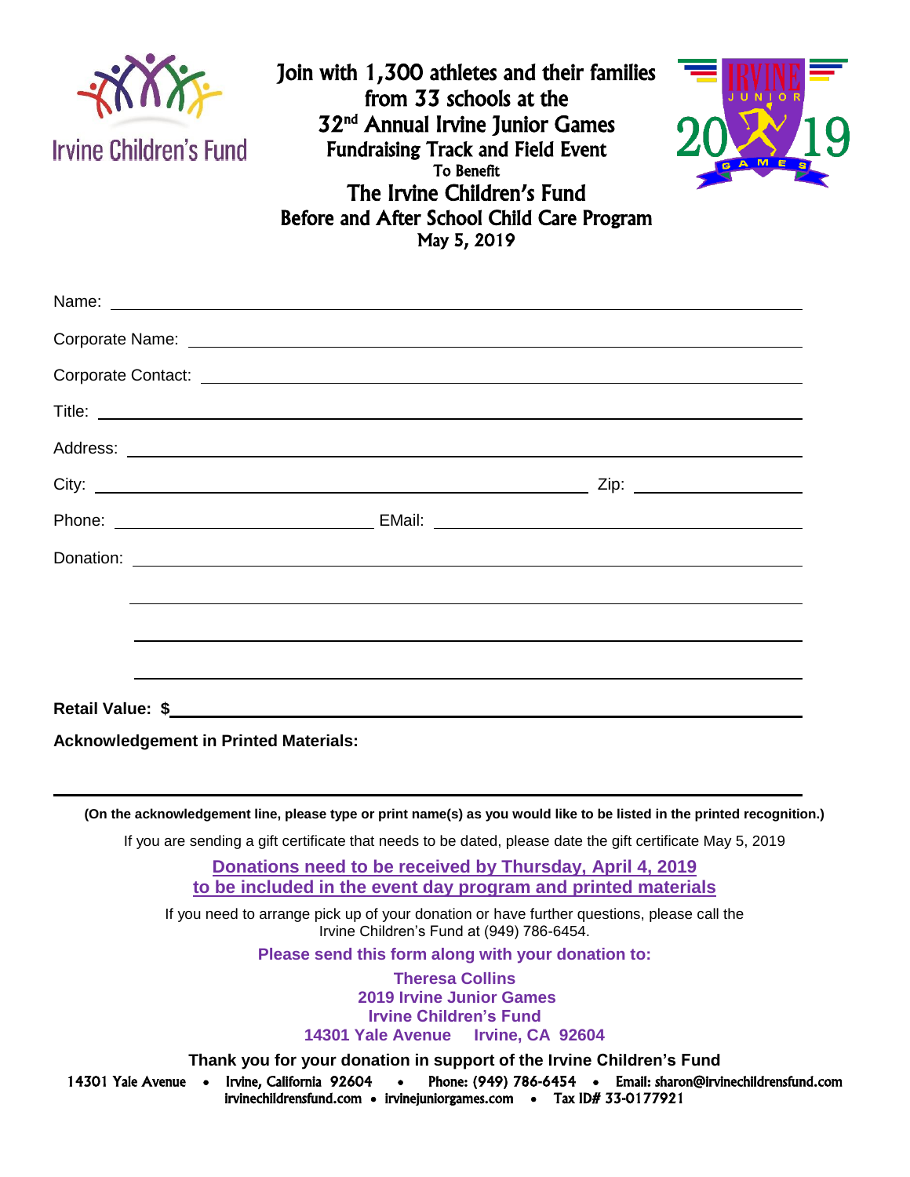Irvine Children's Fund

Join with 1,300 athletes and their families from 33 schools at the 32nd Annual Irvine Junior Games Fundraising Track and Field Event

To Benefit

**The Irvine Children's Fund Before and After School Child Care Program**

May 5, 2019

IRVINE JUNIOR 2019 GAMES

Name: ______________________________

Corporate Name: ______________________________

Corporate Contact: ______________________________

Title: ______________________________

Address: ______________________________

City: ______________________________ Zip: ______________

Phone: ______________ EMail: ______________________________

Donation: ______________________________

______________________________

______________________________

______________________________

**Retail Value: $**______________________________

**Acknowledgement in Printed Materials:**

______________________________

**(On the acknowledgement line, please type or print name(s) as you would like to be listed in the printed recognition.)**

If you are sending a gift certificate that needs to be dated, please date the gift certificate May 5, 2019

**Donations need to be received by Thursday, April 4, 2019 to be included in the event day program and printed materials**

If you need to arrange pick up of your donation or have further questions, please call the Irvine Children's Fund at (949) 786-6454.

**Please send this form along with your donation to:**

**Theresa Collins**
**2019 Irvine Junior Games**
**Irvine Children's Fund**
**14301 Yale Avenue Irvine, CA 92604**

**Thank you for your donation in support of the Irvine Children's Fund**

14301 Yale Avenue • Irvine, California 92604 • Phone: (949) 786-6454 • Email: sharon@irvinechildrensfund.com
irvinechildrensfund.com • irvinejuniorgames.com • Tax ID# 33-0177921